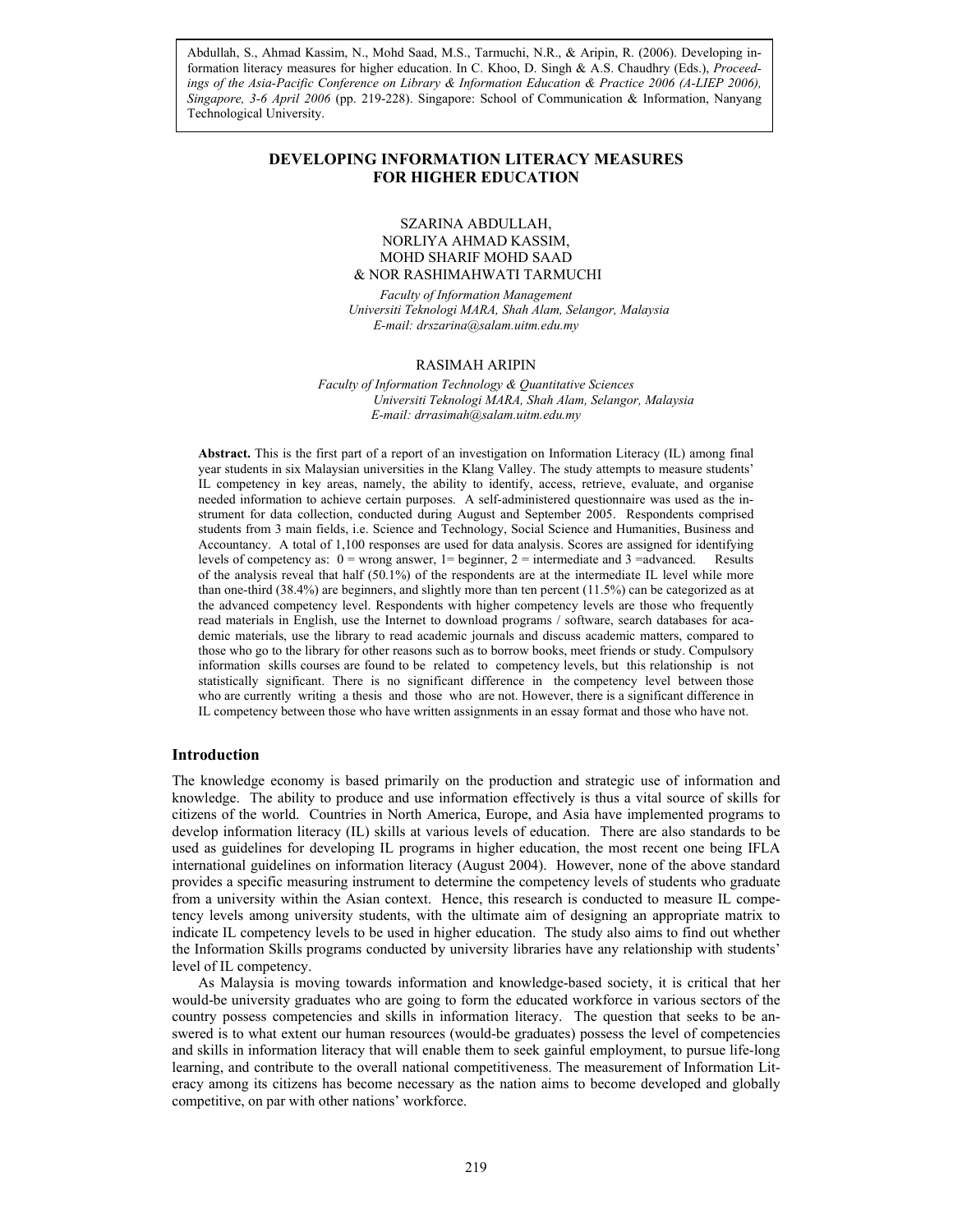Abdullah, S., Ahmad Kassim, N., Mohd Saad, M.S., Tarmuchi, N.R., & Aripin, R. (2006). Developing information literacy measures for higher education. In C. Khoo, D. Singh & A.S. Chaudhry (Eds.), *Proceedings of the Asia-Pacific Conference on Library & Information Education & Practice 2006 (A-LIEP 2006), Singapore, 3-6 April 2006* (pp. 219-228). Singapore: School of Communication & Information, Nanyang Technological University.

# DEVELOPING INFORMATION LITERACY MEASURES FOR HIGHER EDUCATION

SZARINA ABDULLAH,
NORLIYA AHMAD KASSIM,
MOHD SHARIF MOHD SAAD
& NOR RASHIMAHWATI TARMUCHI

*Faculty of Information Management*
*Universiti Teknologi MARA, Shah Alam, Selangor, Malaysia*
*E-mail: drszarina@salam.uitm.edu.my*

RASIMAH ARIPIN

*Faculty of Information Technology & Quantitative Sciences*
*Universiti Teknologi MARA, Shah Alam, Selangor, Malaysia*
*E-mail: drrasimah@salam.uitm.edu.my*

**Abstract.** This is the first part of a report of an investigation on Information Literacy (IL) among final year students in six Malaysian universities in the Klang Valley. The study attempts to measure students' IL competency in key areas, namely, the ability to identify, access, retrieve, evaluate, and organise needed information to achieve certain purposes. A self-administered questionnaire was used as the instrument for data collection, conducted during August and September 2005. Respondents comprised students from 3 main fields, i.e. Science and Technology, Social Science and Humanities, Business and Accountancy. A total of 1,100 responses are used for data analysis. Scores are assigned for identifying levels of competency as: 0 = wrong answer, 1= beginner, 2 = intermediate and 3 =advanced. Results of the analysis reveal that half (50.1%) of the respondents are at the intermediate IL level while more than one-third (38.4%) are beginners, and slightly more than ten percent (11.5%) can be categorized as at the advanced competency level. Respondents with higher competency levels are those who frequently read materials in English, use the Internet to download programs / software, search databases for academic materials, use the library to read academic journals and discuss academic matters, compared to those who go to the library for other reasons such as to borrow books, meet friends or study. Compulsory information skills courses are found to be related to competency levels, but this relationship is not statistically significant. There is no significant difference in the competency level between those who are currently writing a thesis and those who are not. However, there is a significant difference in IL competency between those who have written assignments in an essay format and those who have not.

## Introduction

The knowledge economy is based primarily on the production and strategic use of information and knowledge. The ability to produce and use information effectively is thus a vital source of skills for citizens of the world. Countries in North America, Europe, and Asia have implemented programs to develop information literacy (IL) skills at various levels of education. There are also standards to be used as guidelines for developing IL programs in higher education, the most recent one being IFLA international guidelines on information literacy (August 2004). However, none of the above standard provides a specific measuring instrument to determine the competency levels of students who graduate from a university within the Asian context. Hence, this research is conducted to measure IL competency levels among university students, with the ultimate aim of designing an appropriate matrix to indicate IL competency levels to be used in higher education. The study also aims to find out whether the Information Skills programs conducted by university libraries have any relationship with students' level of IL competency.

As Malaysia is moving towards information and knowledge-based society, it is critical that her would-be university graduates who are going to form the educated workforce in various sectors of the country possess competencies and skills in information literacy. The question that seeks to be answered is to what extent our human resources (would-be graduates) possess the level of competencies and skills in information literacy that will enable them to seek gainful employment, to pursue life-long learning, and contribute to the overall national competitiveness. The measurement of Information Literacy among its citizens has become necessary as the nation aims to become developed and globally competitive, on par with other nations' workforce.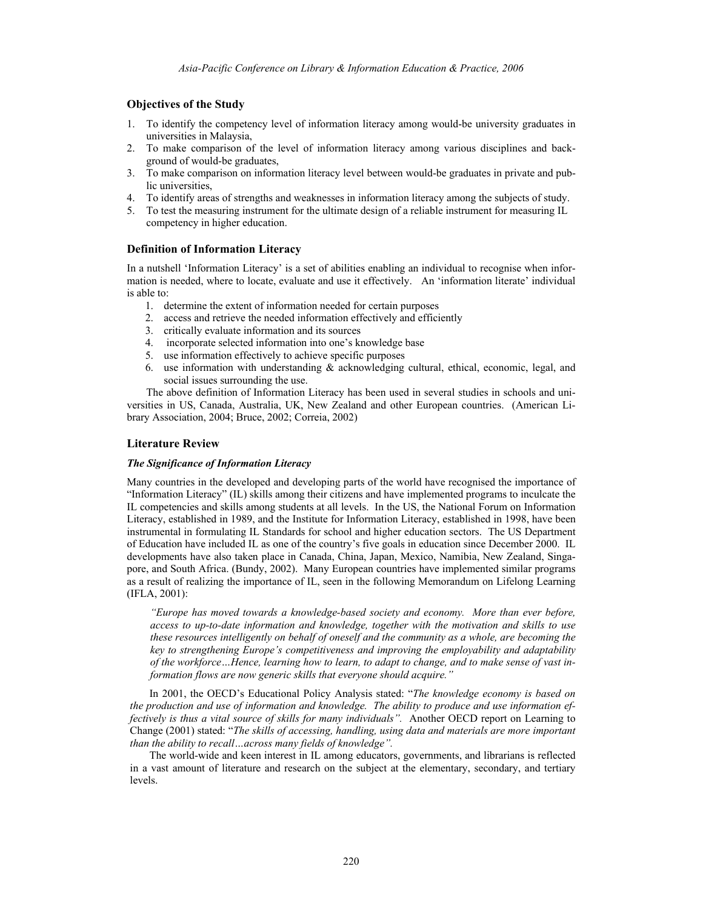## Objectives of the Study

1. To identify the competency level of information literacy among would-be university graduates in universities in Malaysia,
2. To make comparison of the level of information literacy among various disciplines and background of would-be graduates,
3. To make comparison on information literacy level between would-be graduates in private and public universities,
4. To identify areas of strengths and weaknesses in information literacy among the subjects of study.
5. To test the measuring instrument for the ultimate design of a reliable instrument for measuring IL competency in higher education.

## Definition of Information Literacy

In a nutshell 'Information Literacy' is a set of abilities enabling an individual to recognise when information is needed, where to locate, evaluate and use it effectively. An 'information literate' individual is able to:

1. determine the extent of information needed for certain purposes
2. access and retrieve the needed information effectively and efficiently
3. critically evaluate information and its sources
4. incorporate selected information into one's knowledge base
5. use information effectively to achieve specific purposes
6. use information with understanding & acknowledging cultural, ethical, economic, legal, and social issues surrounding the use.

The above definition of Information Literacy has been used in several studies in schools and universities in US, Canada, Australia, UK, New Zealand and other European countries. (American Library Association, 2004; Bruce, 2002; Correia, 2002)

## Literature Review

### *The Significance of Information Literacy*

Many countries in the developed and developing parts of the world have recognised the importance of "Information Literacy" (IL) skills among their citizens and have implemented programs to inculcate the IL competencies and skills among students at all levels. In the US, the National Forum on Information Literacy, established in 1989, and the Institute for Information Literacy, established in 1998, have been instrumental in formulating IL Standards for school and higher education sectors. The US Department of Education have included IL as one of the country's five goals in education since December 2000. IL developments have also taken place in Canada, China, Japan, Mexico, Namibia, New Zealand, Singapore, and South Africa. (Bundy, 2002). Many European countries have implemented similar programs as a result of realizing the importance of IL, seen in the following Memorandum on Lifelong Learning (IFLA, 2001):

> *"Europe has moved towards a knowledge-based society and economy. More than ever before, access to up-to-date information and knowledge, together with the motivation and skills to use these resources intelligently on behalf of oneself and the community as a whole, are becoming the key to strengthening Europe's competitiveness and improving the employability and adaptability of the workforce…Hence, learning how to learn, to adapt to change, and to make sense of vast information flows are now generic skills that everyone should acquire."*

In 2001, the OECD's Educational Policy Analysis stated: "*The knowledge economy is based on the production and use of information and knowledge. The ability to produce and use information effectively is thus a vital source of skills for many individuals".* Another OECD report on Learning to Change (2001) stated: "*The skills of accessing, handling, using data and materials are more important than the ability to recall…across many fields of knowledge".*

The world-wide and keen interest in IL among educators, governments, and librarians is reflected in a vast amount of literature and research on the subject at the elementary, secondary, and tertiary levels.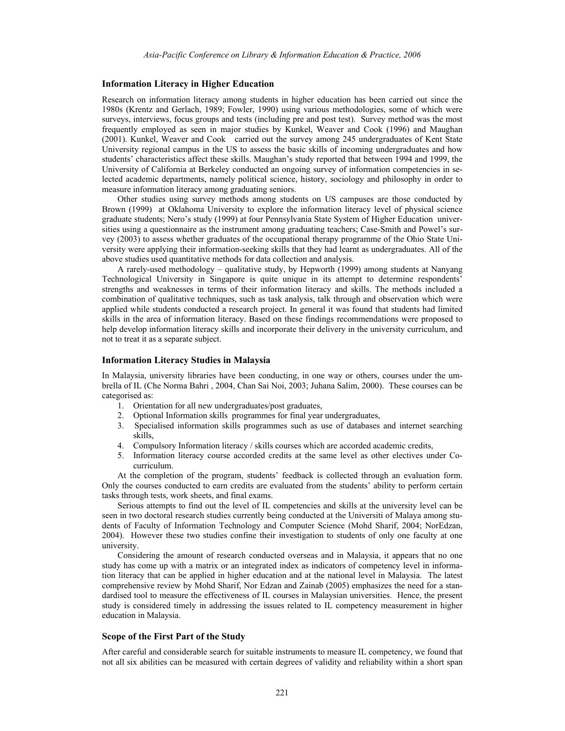### Information Literacy in Higher Education

Research on information literacy among students in higher education has been carried out since the 1980s (Krentz and Gerlach, 1989; Fowler, 1990) using various methodologies, some of which were surveys, interviews, focus groups and tests (including pre and post test). Survey method was the most frequently employed as seen in major studies by Kunkel, Weaver and Cook (1996) and Maughan (2001). Kunkel, Weaver and Cook carried out the survey among 245 undergraduates of Kent State University regional campus in the US to assess the basic skills of incoming undergraduates and how students' characteristics affect these skills. Maughan's study reported that between 1994 and 1999, the University of California at Berkeley conducted an ongoing survey of information competencies in selected academic departments, namely political science, history, sociology and philosophy in order to measure information literacy among graduating seniors.

Other studies using survey methods among students on US campuses are those conducted by Brown (1999) at Oklahoma University to explore the information literacy level of physical science graduate students; Nero's study (1999) at four Pennsylvania State System of Higher Education universities using a questionnaire as the instrument among graduating teachers; Case-Smith and Powel's survey (2003) to assess whether graduates of the occupational therapy programme of the Ohio State University were applying their information-seeking skills that they had learnt as undergraduates. All of the above studies used quantitative methods for data collection and analysis.

A rarely-used methodology – qualitative study, by Hepworth (1999) among students at Nanyang Technological University in Singapore is quite unique in its attempt to determine respondents' strengths and weaknesses in terms of their information literacy and skills. The methods included a combination of qualitative techniques, such as task analysis, talk through and observation which were applied while students conducted a research project. In general it was found that students had limited skills in the area of information literacy. Based on these findings recommendations were proposed to help develop information literacy skills and incorporate their delivery in the university curriculum, and not to treat it as a separate subject.

### Information Literacy Studies in Malaysia

In Malaysia, university libraries have been conducting, in one way or others, courses under the umbrella of IL (Che Norma Bahri , 2004, Chan Sai Noi, 2003; Juhana Salim, 2000). These courses can be categorised as:

1. Orientation for all new undergraduates/post graduates,
2. Optional Information skills programmes for final year undergraduates,
3. Specialised information skills programmes such as use of databases and internet searching skills,
4. Compulsory Information literacy / skills courses which are accorded academic credits,
5. Information literacy course accorded credits at the same level as other electives under Co-curriculum.

At the completion of the program, students' feedback is collected through an evaluation form. Only the courses conducted to earn credits are evaluated from the students' ability to perform certain tasks through tests, work sheets, and final exams.

Serious attempts to find out the level of IL competencies and skills at the university level can be seen in two doctoral research studies currently being conducted at the Universiti of Malaya among students of Faculty of Information Technology and Computer Science (Mohd Sharif, 2004; NorEdzan, 2004). However these two studies confine their investigation to students of only one faculty at one university.

Considering the amount of research conducted overseas and in Malaysia, it appears that no one study has come up with a matrix or an integrated index as indicators of competency level in information literacy that can be applied in higher education and at the national level in Malaysia. The latest comprehensive review by Mohd Sharif, Nor Edzan and Zainab (2005) emphasizes the need for a standardised tool to measure the effectiveness of IL courses in Malaysian universities. Hence, the present study is considered timely in addressing the issues related to IL competency measurement in higher education in Malaysia.

### Scope of the First Part of the Study

After careful and considerable search for suitable instruments to measure IL competency, we found that not all six abilities can be measured with certain degrees of validity and reliability within a short span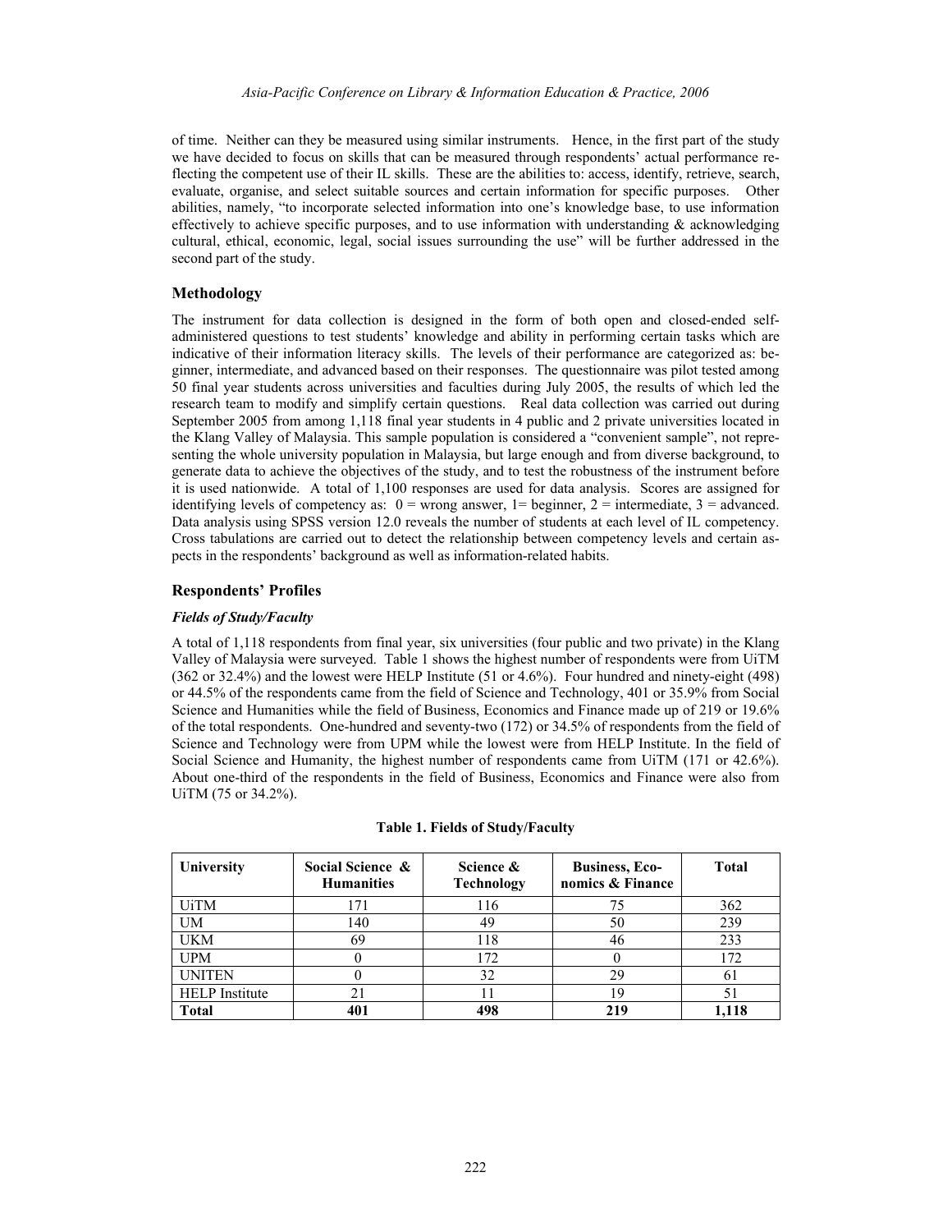of time. Neither can they be measured using similar instruments. Hence, in the first part of the study we have decided to focus on skills that can be measured through respondents' actual performance reflecting the competent use of their IL skills. These are the abilities to: access, identify, retrieve, search, evaluate, organise, and select suitable sources and certain information for specific purposes. Other abilities, namely, "to incorporate selected information into one's knowledge base, to use information effectively to achieve specific purposes, and to use information with understanding & acknowledging cultural, ethical, economic, legal, social issues surrounding the use" will be further addressed in the second part of the study.

## Methodology

The instrument for data collection is designed in the form of both open and closed-ended self-administered questions to test students' knowledge and ability in performing certain tasks which are indicative of their information literacy skills. The levels of their performance are categorized as: beginner, intermediate, and advanced based on their responses. The questionnaire was pilot tested among 50 final year students across universities and faculties during July 2005, the results of which led the research team to modify and simplify certain questions. Real data collection was carried out during September 2005 from among 1,118 final year students in 4 public and 2 private universities located in the Klang Valley of Malaysia. This sample population is considered a "convenient sample", not representing the whole university population in Malaysia, but large enough and from diverse background, to generate data to achieve the objectives of the study, and to test the robustness of the instrument before it is used nationwide. A total of 1,100 responses are used for data analysis. Scores are assigned for identifying levels of competency as: 0 = wrong answer, 1= beginner, 2 = intermediate, 3 = advanced. Data analysis using SPSS version 12.0 reveals the number of students at each level of IL competency. Cross tabulations are carried out to detect the relationship between competency levels and certain aspects in the respondents' background as well as information-related habits.

## Respondents' Profiles

### *Fields of Study/Faculty*

A total of 1,118 respondents from final year, six universities (four public and two private) in the Klang Valley of Malaysia were surveyed. Table 1 shows the highest number of respondents were from UiTM (362 or 32.4%) and the lowest were HELP Institute (51 or 4.6%). Four hundred and ninety-eight (498) or 44.5% of the respondents came from the field of Science and Technology, 401 or 35.9% from Social Science and Humanities while the field of Business, Economics and Finance made up of 219 or 19.6% of the total respondents. One-hundred and seventy-two (172) or 34.5% of respondents from the field of Science and Technology were from UPM while the lowest were from HELP Institute. In the field of Social Science and Humanity, the highest number of respondents came from UiTM (171 or 42.6%). About one-third of the respondents in the field of Business, Economics and Finance were also from UiTM (75 or 34.2%).

**Table 1. Fields of Study/Faculty**

| University | Social Science & Humanities | Science & Technology | Business, Economics & Finance | Total |
|---|---|---|---|---|
| UiTM | 171 | 116 | 75 | 362 |
| UM | 140 | 49 | 50 | 239 |
| UKM | 69 | 118 | 46 | 233 |
| UPM | 0 | 172 | 0 | 172 |
| UNITEN | 0 | 32 | 29 | 61 |
| HELP Institute | 21 | 11 | 19 | 51 |
| **Total** | **401** | **498** | **219** | **1,118** |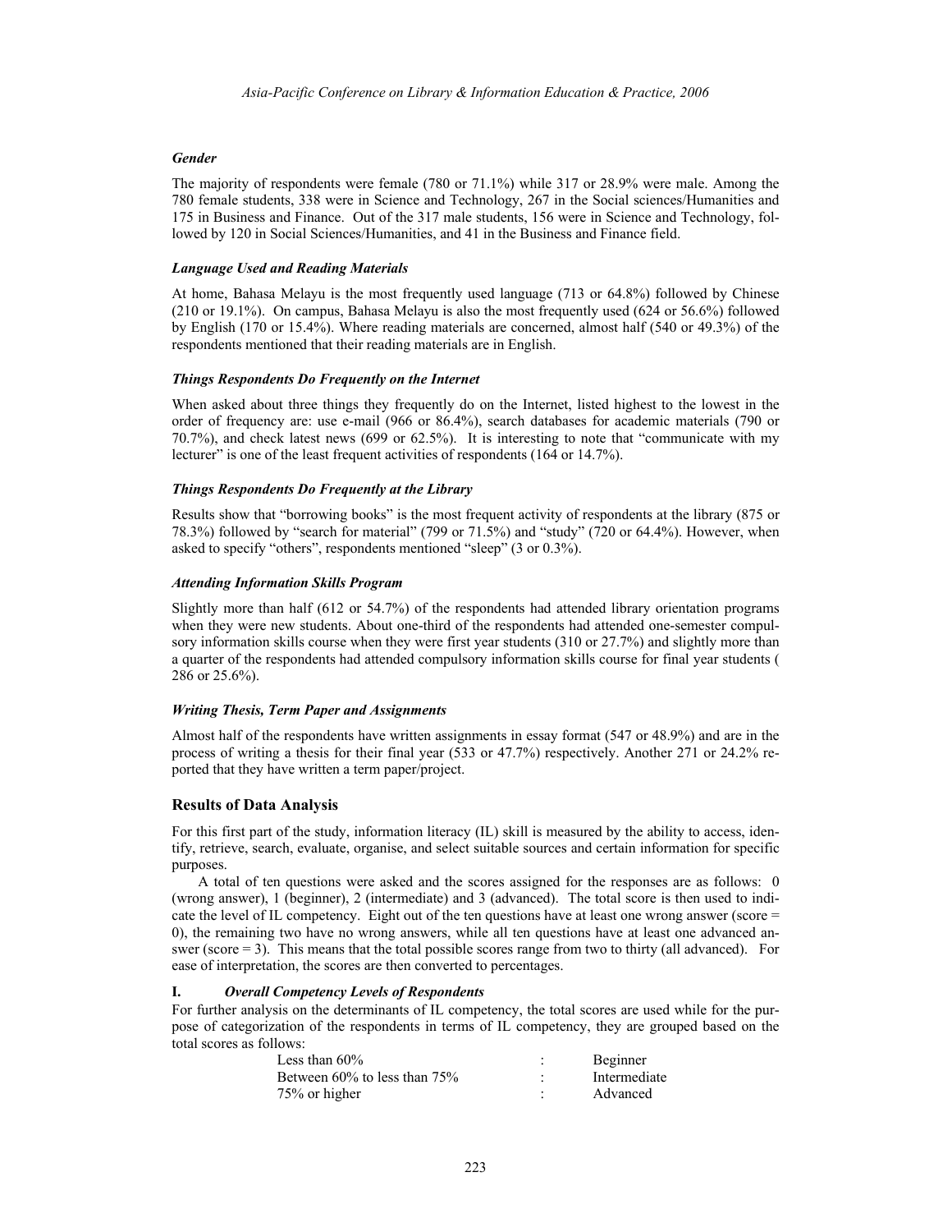### *Gender*

The majority of respondents were female (780 or 71.1%) while 317 or 28.9% were male. Among the 780 female students, 338 were in Science and Technology, 267 in the Social sciences/Humanities and 175 in Business and Finance. Out of the 317 male students, 156 were in Science and Technology, followed by 120 in Social Sciences/Humanities, and 41 in the Business and Finance field.

### *Language Used and Reading Materials*

At home, Bahasa Melayu is the most frequently used language (713 or 64.8%) followed by Chinese (210 or 19.1%). On campus, Bahasa Melayu is also the most frequently used (624 or 56.6%) followed by English (170 or 15.4%). Where reading materials are concerned, almost half (540 or 49.3%) of the respondents mentioned that their reading materials are in English.

### *Things Respondents Do Frequently on the Internet*

When asked about three things they frequently do on the Internet, listed highest to the lowest in the order of frequency are: use e-mail (966 or 86.4%), search databases for academic materials (790 or 70.7%), and check latest news (699 or 62.5%). It is interesting to note that "communicate with my lecturer" is one of the least frequent activities of respondents (164 or 14.7%).

### *Things Respondents Do Frequently at the Library*

Results show that "borrowing books" is the most frequent activity of respondents at the library (875 or 78.3%) followed by "search for material" (799 or 71.5%) and "study" (720 or 64.4%). However, when asked to specify "others", respondents mentioned "sleep" (3 or 0.3%).

### *Attending Information Skills Program*

Slightly more than half (612 or 54.7%) of the respondents had attended library orientation programs when they were new students. About one-third of the respondents had attended one-semester compulsory information skills course when they were first year students (310 or 27.7%) and slightly more than a quarter of the respondents had attended compulsory information skills course for final year students ( 286 or 25.6%).

### *Writing Thesis, Term Paper and Assignments*

Almost half of the respondents have written assignments in essay format (547 or 48.9%) and are in the process of writing a thesis for their final year (533 or 47.7%) respectively. Another 271 or 24.2% reported that they have written a term paper/project.

## Results of Data Analysis

For this first part of the study, information literacy (IL) skill is measured by the ability to access, identify, retrieve, search, evaluate, organise, and select suitable sources and certain information for specific purposes.

A total of ten questions were asked and the scores assigned for the responses are as follows: 0 (wrong answer), 1 (beginner), 2 (intermediate) and 3 (advanced). The total score is then used to indicate the level of IL competency. Eight out of the ten questions have at least one wrong answer (score = 0), the remaining two have no wrong answers, while all ten questions have at least one advanced answer (score = 3). This means that the total possible scores range from two to thirty (all advanced). For ease of interpretation, the scores are then converted to percentages.

### I. *Overall Competency Levels of Respondents*

For further analysis on the determinants of IL competency, the total scores are used while for the purpose of categorization of the respondents in terms of IL competency, they are grouped based on the total scores as follows:

| | | |
|---|---|---|
| Less than 60% | : | Beginner |
| Between 60% to less than 75% | : | Intermediate |
| 75% or higher | : | Advanced |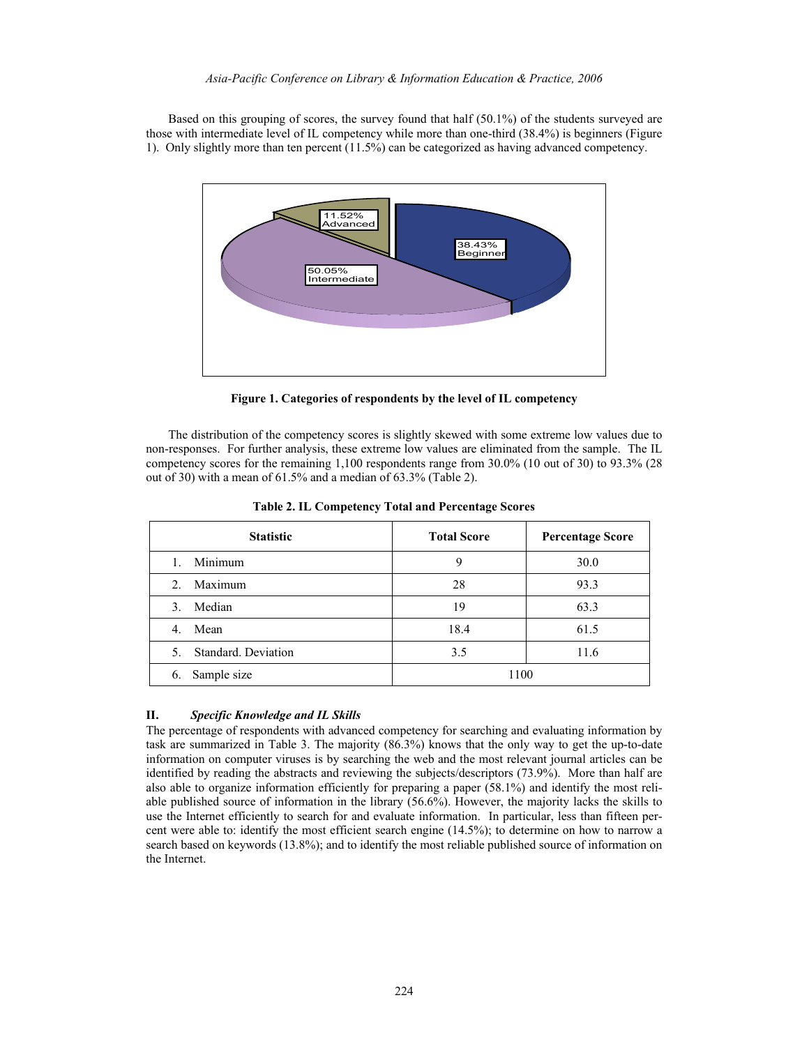Based on this grouping of scores, the survey found that half (50.1%) of the students surveyed are those with intermediate level of IL competency while more than one-third (38.4%) is beginners (Figure 1). Only slightly more than ten percent (11.5%) can be categorized as having advanced competency.

**Figure 1. Categories of respondents by the level of IL competency**

The distribution of the competency scores is slightly skewed with some extreme low values due to non-responses. For further analysis, these extreme low values are eliminated from the sample. The IL competency scores for the remaining 1,100 respondents range from 30.0% (10 out of 30) to 93.3% (28 out of 30) with a mean of 61.5% and a median of 63.3% (Table 2).

**Table 2. IL Competency Total and Percentage Scores**

| Statistic | Total Score | Percentage Score |
|---|---|---|
| 1. Minimum | 9 | 30.0 |
| 2. Maximum | 28 | 93.3 |
| 3. Median | 19 | 63.3 |
| 4. Mean | 18.4 | 61.5 |
| 5. Standard. Deviation | 3.5 | 11.6 |
| 6. Sample size | 1100 | |

### II. *Specific Knowledge and IL Skills*

The percentage of respondents with advanced competency for searching and evaluating information by task are summarized in Table 3. The majority (86.3%) knows that the only way to get the up-to-date information on computer viruses is by searching the web and the most relevant journal articles can be identified by reading the abstracts and reviewing the subjects/descriptors (73.9%). More than half are also able to organize information efficiently for preparing a paper (58.1%) and identify the most reliable published source of information in the library (56.6%). However, the majority lacks the skills to use the Internet efficiently to search for and evaluate information. In particular, less than fifteen percent were able to: identify the most efficient search engine (14.5%); to determine on how to narrow a search based on keywords (13.8%); and to identify the most reliable published source of information on the Internet.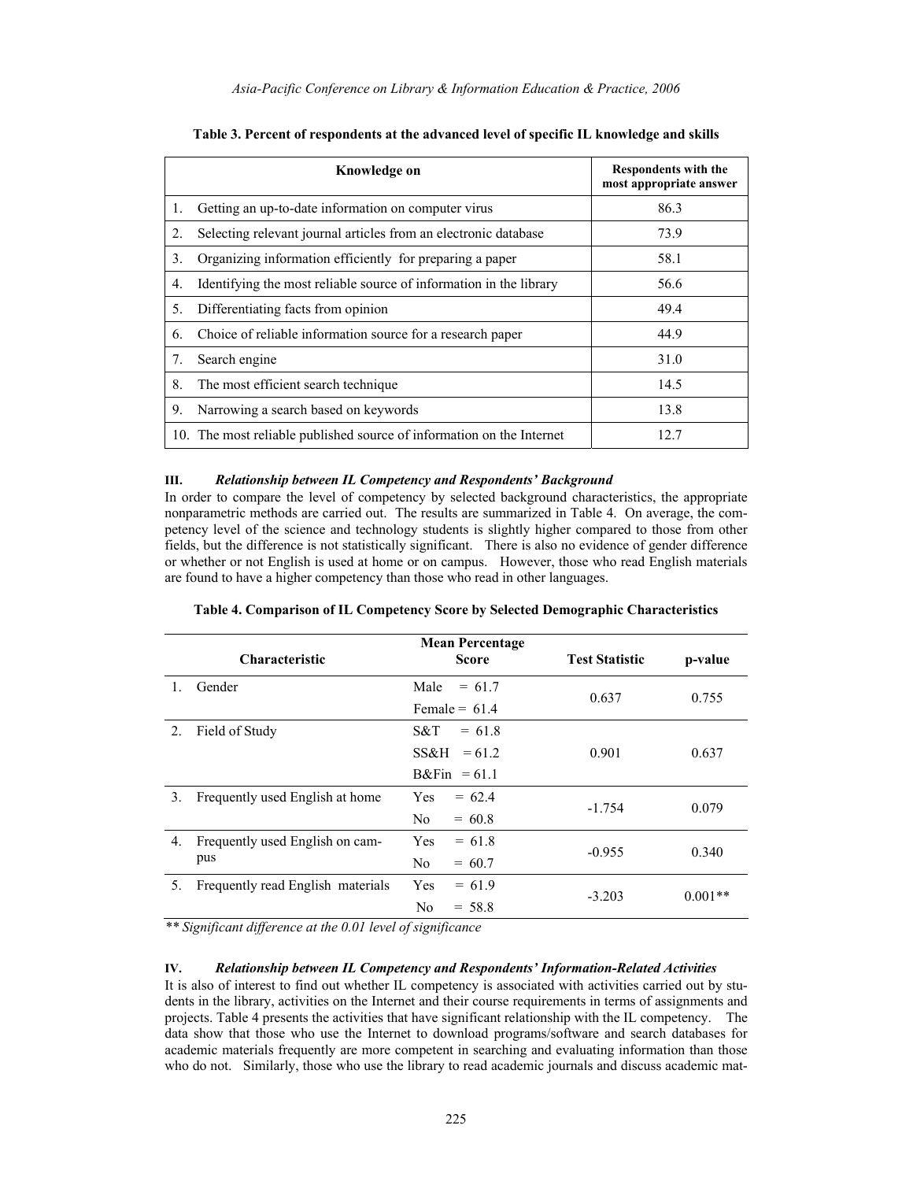**Table 3. Percent of respondents at the advanced level of specific IL knowledge and skills**

| Knowledge on | Respondents with the most appropriate answer |
|---|---|
| 1. Getting an up-to-date information on computer virus | 86.3 |
| 2. Selecting relevant journal articles from an electronic database | 73.9 |
| 3. Organizing information efficiently for preparing a paper | 58.1 |
| 4. Identifying the most reliable source of information in the library | 56.6 |
| 5. Differentiating facts from opinion | 49.4 |
| 6. Choice of reliable information source for a research paper | 44.9 |
| 7. Search engine | 31.0 |
| 8. The most efficient search technique | 14.5 |
| 9. Narrowing a search based on keywords | 13.8 |
| 10. The most reliable published source of information on the Internet | 12.7 |

### III. *Relationship between IL Competency and Respondents' Background*

In order to compare the level of competency by selected background characteristics, the appropriate nonparametric methods are carried out. The results are summarized in Table 4. On average, the competency level of the science and technology students is slightly higher compared to those from other fields, but the difference is not statistically significant. There is also no evidence of gender difference or whether or not English is used at home or on campus. However, those who read English materials are found to have a higher competency than those who read in other languages.

**Table 4. Comparison of IL Competency Score by Selected Demographic Characteristics**

| Characteristic | Mean Percentage Score | Test Statistic | p-value |
|---|---|---|---|
| 1. Gender | Male = 61.7<br>Female = 61.4 | 0.637 | 0.755 |
| 2. Field of Study | S&T = 61.8<br>SS&H = 61.2<br>B&Fin = 61.1 | 0.901 | 0.637 |
| 3. Frequently used English at home | Yes = 62.4<br>No = 60.8 | -1.754 | 0.079 |
| 4. Frequently used English on campus | Yes = 61.8<br>No = 60.7 | -0.955 | 0.340 |
| 5. Frequently read English materials | Yes = 61.9<br>No = 58.8 | -3.203 | 0.001** |

*\*\* Significant difference at the 0.01 level of significance*

### IV. *Relationship between IL Competency and Respondents' Information-Related Activities*

It is also of interest to find out whether IL competency is associated with activities carried out by students in the library, activities on the Internet and their course requirements in terms of assignments and projects. Table 4 presents the activities that have significant relationship with the IL competency. The data show that those who use the Internet to download programs/software and search databases for academic materials frequently are more competent in searching and evaluating information than those who do not. Similarly, those who use the library to read academic journals and discuss academic mat-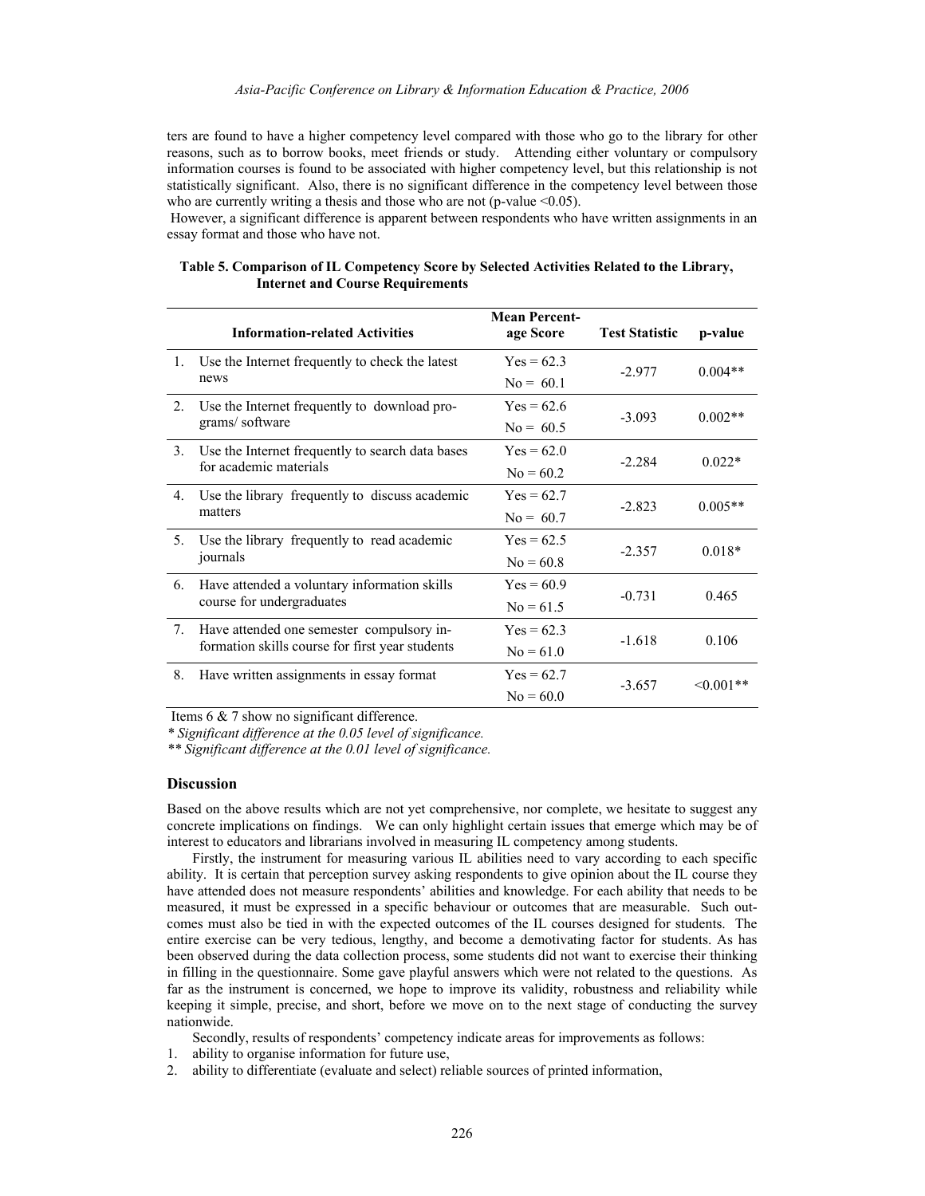ters are found to have a higher competency level compared with those who go to the library for other reasons, such as to borrow books, meet friends or study. Attending either voluntary or compulsory information courses is found to be associated with higher competency level, but this relationship is not statistically significant. Also, there is no significant difference in the competency level between those who are currently writing a thesis and those who are not (p-value <0.05).

However, a significant difference is apparent between respondents who have written assignments in an essay format and those who have not.

**Table 5. Comparison of IL Competency Score by Selected Activities Related to the Library, Internet and Course Requirements**

| | Information-related Activities | Mean Percentage Score | Test Statistic | p-value |
|---|---|---|---|---|
| 1. | Use the Internet frequently to check the latest news | Yes = 62.3<br>No = 60.1 | -2.977 | 0.004** |
| 2. | Use the Internet frequently to download programs/ software | Yes = 62.6<br>No = 60.5 | -3.093 | 0.002** |
| 3. | Use the Internet frequently to search data bases for academic materials | Yes = 62.0<br>No = 60.2 | -2.284 | 0.022* |
| 4. | Use the library frequently to discuss academic matters | Yes = 62.7<br>No = 60.7 | -2.823 | 0.005** |
| 5. | Use the library frequently to read academic journals | Yes = 62.5<br>No = 60.8 | -2.357 | 0.018* |
| 6. | Have attended a voluntary information skills course for undergraduates | Yes = 60.9<br>No = 61.5 | -0.731 | 0.465 |
| 7. | Have attended one semester compulsory information skills course for first year students | Yes = 62.3<br>No = 61.0 | -1.618 | 0.106 |
| 8. | Have written assignments in essay format | Yes = 62.7<br>No = 60.0 | -3.657 | <0.001** |

Items 6 & 7 show no significant difference.

*\* Significant difference at the 0.05 level of significance.*

*\*\* Significant difference at the 0.01 level of significance.*

### Discussion

Based on the above results which are not yet comprehensive, nor complete, we hesitate to suggest any concrete implications on findings. We can only highlight certain issues that emerge which may be of interest to educators and librarians involved in measuring IL competency among students.

Firstly, the instrument for measuring various IL abilities need to vary according to each specific ability. It is certain that perception survey asking respondents to give opinion about the IL course they have attended does not measure respondents' abilities and knowledge. For each ability that needs to be measured, it must be expressed in a specific behaviour or outcomes that are measurable. Such outcomes must also be tied in with the expected outcomes of the IL courses designed for students. The entire exercise can be very tedious, lengthy, and become a demotivating factor for students. As has been observed during the data collection process, some students did not want to exercise their thinking in filling in the questionnaire. Some gave playful answers which were not related to the questions. As far as the instrument is concerned, we hope to improve its validity, robustness and reliability while keeping it simple, precise, and short, before we move on to the next stage of conducting the survey nationwide.

Secondly, results of respondents' competency indicate areas for improvements as follows:

1. ability to organise information for future use,
2. ability to differentiate (evaluate and select) reliable sources of printed information,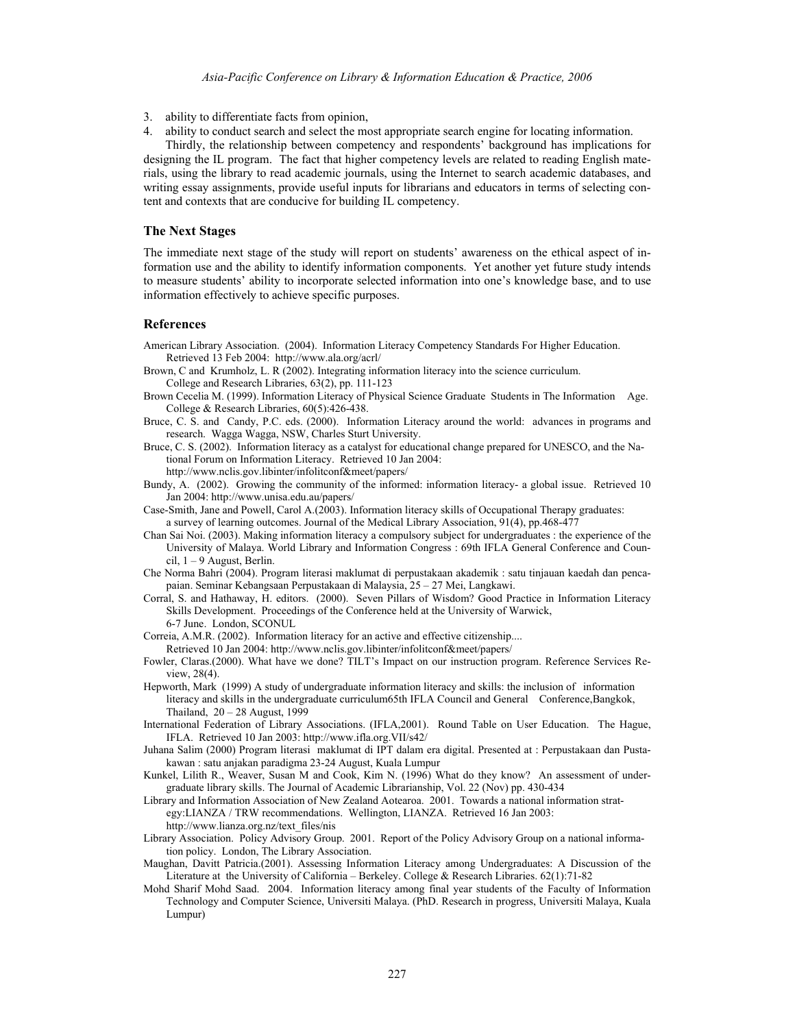3. ability to differentiate facts from opinion,
4. ability to conduct search and select the most appropriate search engine for locating information.

Thirdly, the relationship between competency and respondents' background has implications for designing the IL program. The fact that higher competency levels are related to reading English materials, using the library to read academic journals, using the Internet to search academic databases, and writing essay assignments, provide useful inputs for librarians and educators in terms of selecting content and contexts that are conducive for building IL competency.

### The Next Stages

The immediate next stage of the study will report on students' awareness on the ethical aspect of information use and the ability to identify information components. Yet another yet future study intends to measure students' ability to incorporate selected information into one's knowledge base, and to use information effectively to achieve specific purposes.

### References

American Library Association. (2004). Information Literacy Competency Standards For Higher Education. Retrieved 13 Feb 2004: http://www.ala.org/acrl/

Brown, C and Krumholz, L. R (2002). Integrating information literacy into the science curriculum. College and Research Libraries, 63(2), pp. 111-123

Brown Cecelia M. (1999). Information Literacy of Physical Science Graduate Students in The Information Age. College & Research Libraries, 60(5):426-438.

Bruce, C. S. and Candy, P.C. eds. (2000). Information Literacy around the world: advances in programs and research. Wagga Wagga, NSW, Charles Sturt University.

Bruce, C. S. (2002). Information literacy as a catalyst for educational change prepared for UNESCO, and the National Forum on Information Literacy. Retrieved 10 Jan 2004: http://www.nclis.gov.libinter/infolitconf&meet/papers/

Bundy, A. (2002). Growing the community of the informed: information literacy- a global issue. Retrieved 10 Jan 2004: http://www.unisa.edu.au/papers/

Case-Smith, Jane and Powell, Carol A.(2003). Information literacy skills of Occupational Therapy graduates: a survey of learning outcomes. Journal of the Medical Library Association, 91(4), pp.468-477

Chan Sai Noi. (2003). Making information literacy a compulsory subject for undergraduates : the experience of the University of Malaya. World Library and Information Congress : 69th IFLA General Conference and Council, 1 – 9 August, Berlin.

Che Norma Bahri (2004). Program literasi maklumat di perpustakaan akademik : satu tinjauan kaedah dan pencapaian. Seminar Kebangsaan Perpustakaan di Malaysia, 25 – 27 Mei, Langkawi.

Corral, S. and Hathaway, H. editors. (2000). Seven Pillars of Wisdom? Good Practice in Information Literacy Skills Development. Proceedings of the Conference held at the University of Warwick, 6-7 June. London, SCONUL

Correia, A.M.R. (2002). Information literacy for an active and effective citizenship.... Retrieved 10 Jan 2004: http://www.nclis.gov.libinter/infolitconf&meet/papers/

Fowler, Claras.(2000). What have we done? TILT's Impact on our instruction program. Reference Services Review, 28(4).

Hepworth, Mark (1999) A study of undergraduate information literacy and skills: the inclusion of information literacy and skills in the undergraduate curriculum65th IFLA Council and General Conference,Bangkok, Thailand, 20 – 28 August, 1999

International Federation of Library Associations. (IFLA,2001). Round Table on User Education. The Hague, IFLA. Retrieved 10 Jan 2003: http://www.ifla.org.VII/s42/

Juhana Salim (2000) Program literasi maklumat di IPT dalam era digital. Presented at : Perpustakaan dan Pustakawan : satu anjakan paradigma 23-24 August, Kuala Lumpur

Kunkel, Lilith R., Weaver, Susan M and Cook, Kim N. (1996) What do they know? An assessment of undergraduate library skills. The Journal of Academic Librarianship, Vol. 22 (Nov) pp. 430-434

Library and Information Association of New Zealand Aotearoa. 2001. Towards a national information strategy:LIANZA / TRW recommendations. Wellington, LIANZA. Retrieved 16 Jan 2003: http://www.lianza.org.nz/text_files/nis

Library Association. Policy Advisory Group. 2001. Report of the Policy Advisory Group on a national information policy. London, The Library Association.

Maughan, Davitt Patricia.(2001). Assessing Information Literacy among Undergraduates: A Discussion of the Literature at the University of California – Berkeley. College & Research Libraries. 62(1):71-82

Mohd Sharif Mohd Saad. 2004. Information literacy among final year students of the Faculty of Information Technology and Computer Science, Universiti Malaya. (PhD. Research in progress, Universiti Malaya, Kuala Lumpur)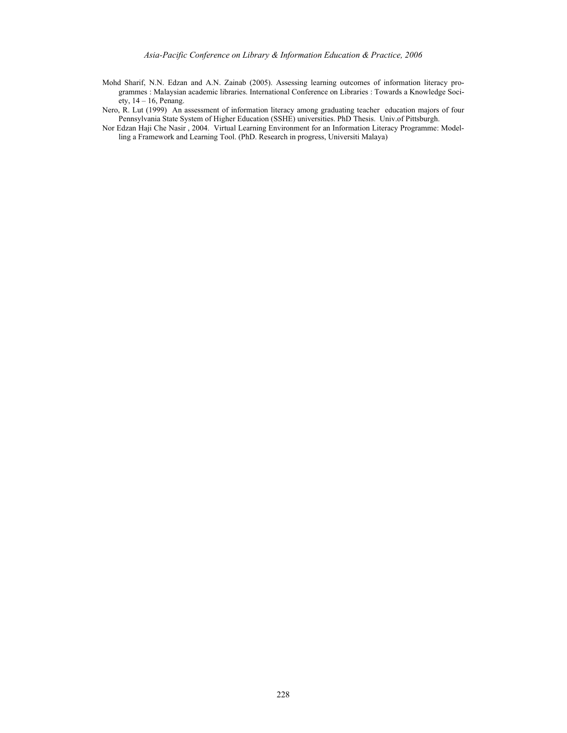Mohd Sharif, N.N. Edzan and A.N. Zainab (2005). Assessing learning outcomes of information literacy programmes : Malaysian academic libraries. International Conference on Libraries : Towards a Knowledge Society, 14 – 16, Penang.

Nero, R. Lut (1999) An assessment of information literacy among graduating teacher education majors of four Pennsylvania State System of Higher Education (SSHE) universities. PhD Thesis. Univ.of Pittsburgh.

Nor Edzan Haji Che Nasir , 2004. Virtual Learning Environment for an Information Literacy Programme: Modelling a Framework and Learning Tool. (PhD. Research in progress, Universiti Malaya)